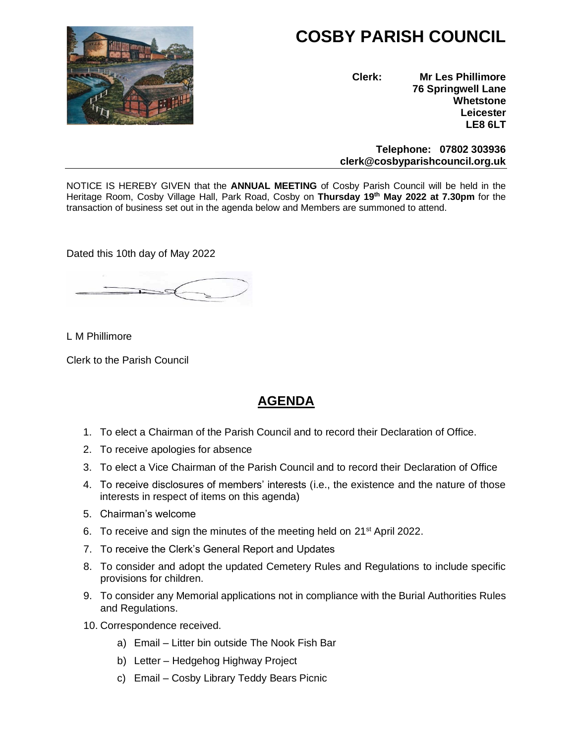# COSBY PARISH COUNCIL

**Clerk: Mr Les Phillimore**
**76 Springwell Lane**
**Whetstone**
**Leicester**
**LE8 6LT**

**Telephone: 07802 303936**
**clerk@cosbyparishcouncil.org.uk**

---

NOTICE IS HEREBY GIVEN that the **ANNUAL MEETING** of Cosby Parish Council will be held in the Heritage Room, Cosby Village Hall, Park Road, Cosby on **Thursday 19th May 2022 at 7.30pm** for the transaction of business set out in the agenda below and Members are summoned to attend.

Dated this 10th day of May 2022

L M Phillimore

Clerk to the Parish Council

## AGENDA

1. To elect a Chairman of the Parish Council and to record their Declaration of Office.
2. To receive apologies for absence
3. To elect a Vice Chairman of the Parish Council and to record their Declaration of Office
4. To receive disclosures of members' interests (i.e., the existence and the nature of those interests in respect of items on this agenda)
5. Chairman's welcome
6. To receive and sign the minutes of the meeting held on 21st April 2022.
7. To receive the Clerk's General Report and Updates
8. To consider and adopt the updated Cemetery Rules and Regulations to include specific provisions for children.
9. To consider any Memorial applications not in compliance with the Burial Authorities Rules and Regulations.
10. Correspondence received.
    a) Email – Litter bin outside The Nook Fish Bar
    b) Letter – Hedgehog Highway Project
    c) Email – Cosby Library Teddy Bears Picnic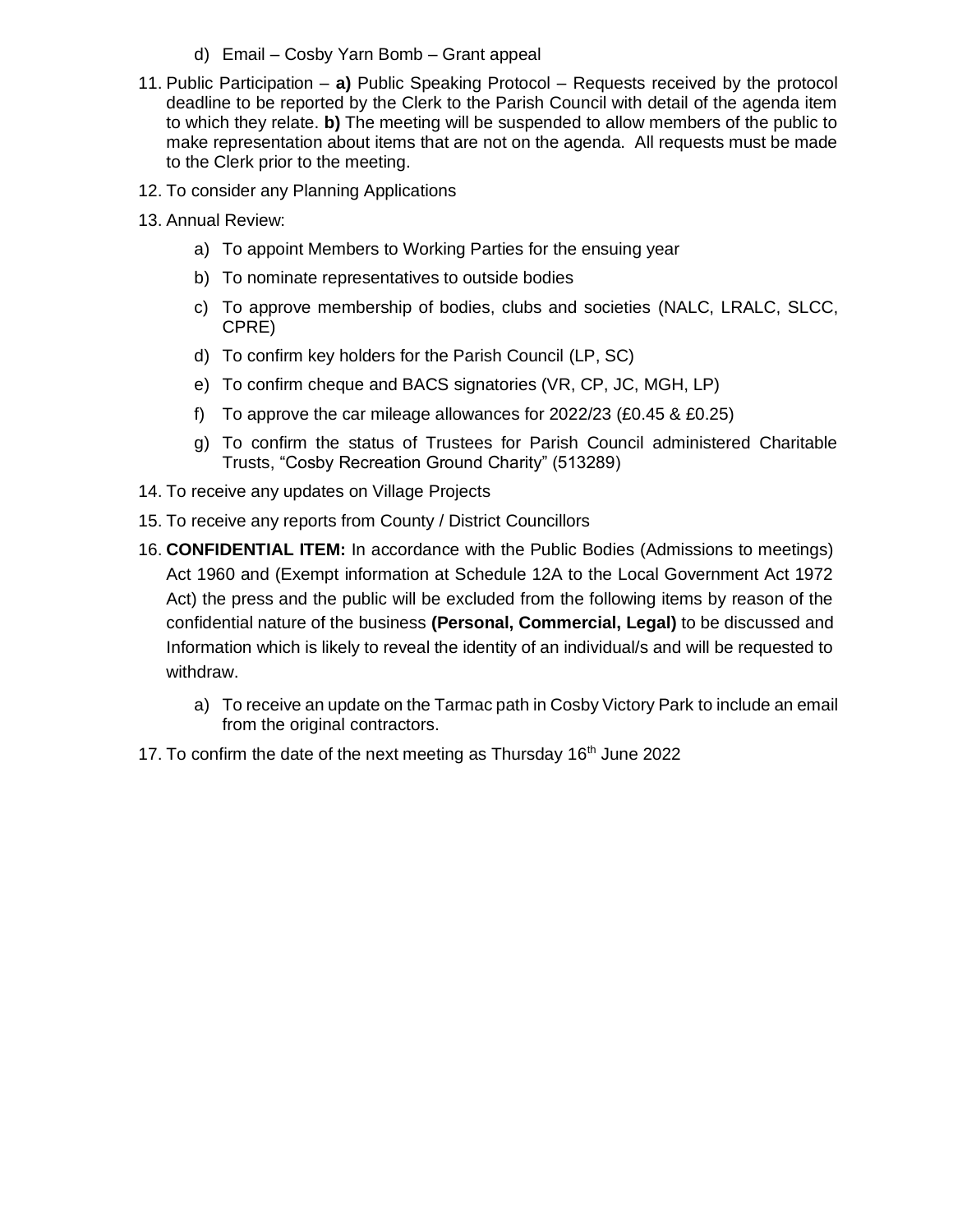d) Email – Cosby Yarn Bomb – Grant appeal

11. Public Participation – **a)** Public Speaking Protocol – Requests received by the protocol deadline to be reported by the Clerk to the Parish Council with detail of the agenda item to which they relate. **b)** The meeting will be suspended to allow members of the public to make representation about items that are not on the agenda. All requests must be made to the Clerk prior to the meeting.

12. To consider any Planning Applications

13. Annual Review:

    a) To appoint Members to Working Parties for the ensuing year

    b) To nominate representatives to outside bodies

    c) To approve membership of bodies, clubs and societies (NALC, LRALC, SLCC, CPRE)

    d) To confirm key holders for the Parish Council (LP, SC)

    e) To confirm cheque and BACS signatories (VR, CP, JC, MGH, LP)

    f) To approve the car mileage allowances for 2022/23 (£0.45 & £0.25)

    g) To confirm the status of Trustees for Parish Council administered Charitable Trusts, "Cosby Recreation Ground Charity" (513289)

14. To receive any updates on Village Projects

15. To receive any reports from County / District Councillors

16. **CONFIDENTIAL ITEM:** In accordance with the Public Bodies (Admissions to meetings) Act 1960 and (Exempt information at Schedule 12A to the Local Government Act 1972 Act) the press and the public will be excluded from the following items by reason of the confidential nature of the business **(Personal, Commercial, Legal)** to be discussed and Information which is likely to reveal the identity of an individual/s and will be requested to withdraw.

    a) To receive an update on the Tarmac path in Cosby Victory Park to include an email from the original contractors.

17. To confirm the date of the next meeting as Thursday 16th June 2022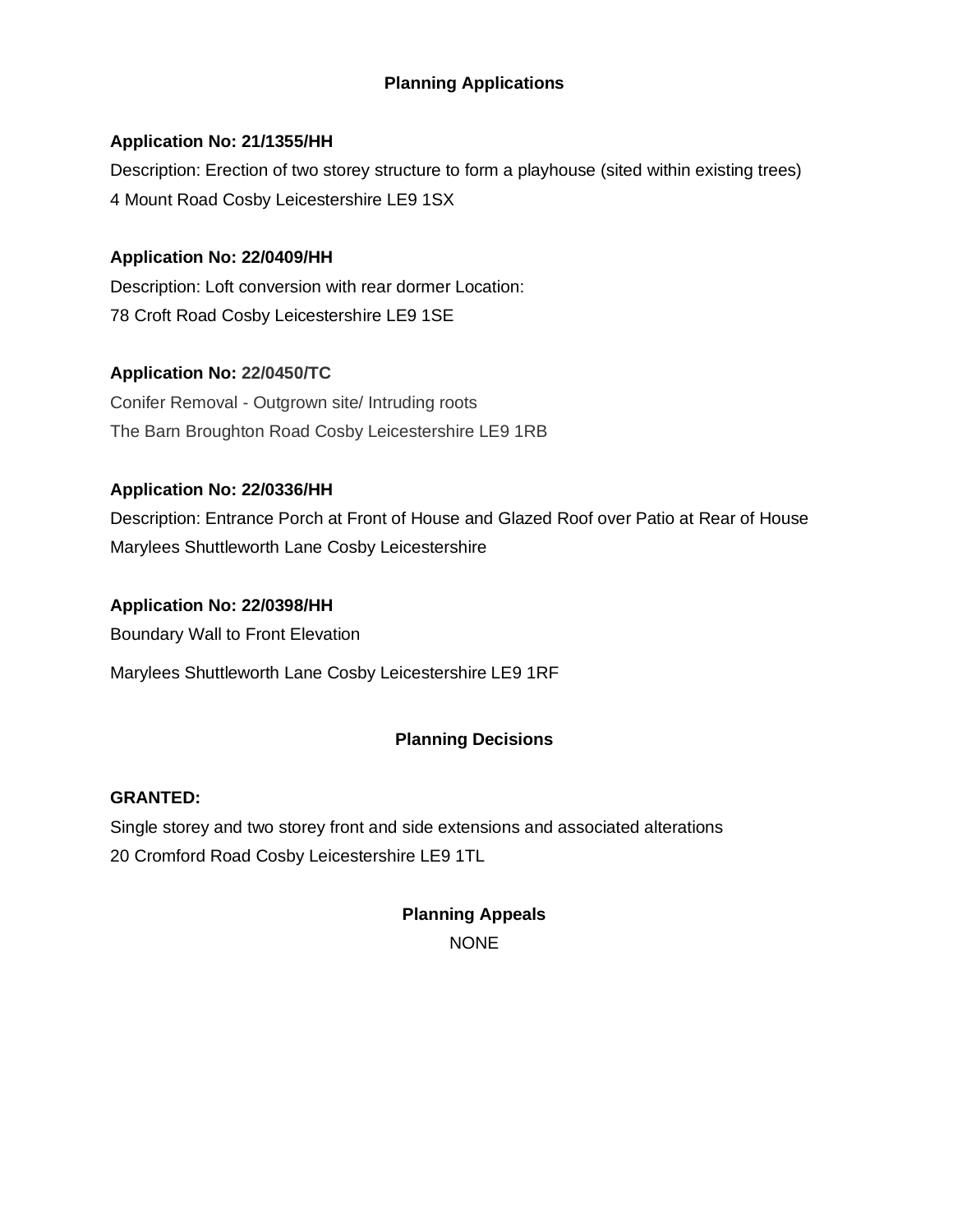## Planning Applications

**Application No: 21/1355/HH**

Description: Erection of two storey structure to form a playhouse (sited within existing trees)
4 Mount Road Cosby Leicestershire LE9 1SX

**Application No: 22/0409/HH**

Description: Loft conversion with rear dormer Location:
78 Croft Road Cosby Leicestershire LE9 1SE

**Application No: 22/0450/TC**

Conifer Removal - Outgrown site/ Intruding roots
The Barn Broughton Road Cosby Leicestershire LE9 1RB

**Application No: 22/0336/HH**

Description: Entrance Porch at Front of House and Glazed Roof over Patio at Rear of House
Marylees Shuttleworth Lane Cosby Leicestershire

**Application No: 22/0398/HH**

Boundary Wall to Front Elevation

Marylees Shuttleworth Lane Cosby Leicestershire LE9 1RF

## Planning Decisions

**GRANTED:**

Single storey and two storey front and side extensions and associated alterations
20 Cromford Road Cosby Leicestershire LE9 1TL

## Planning Appeals

NONE